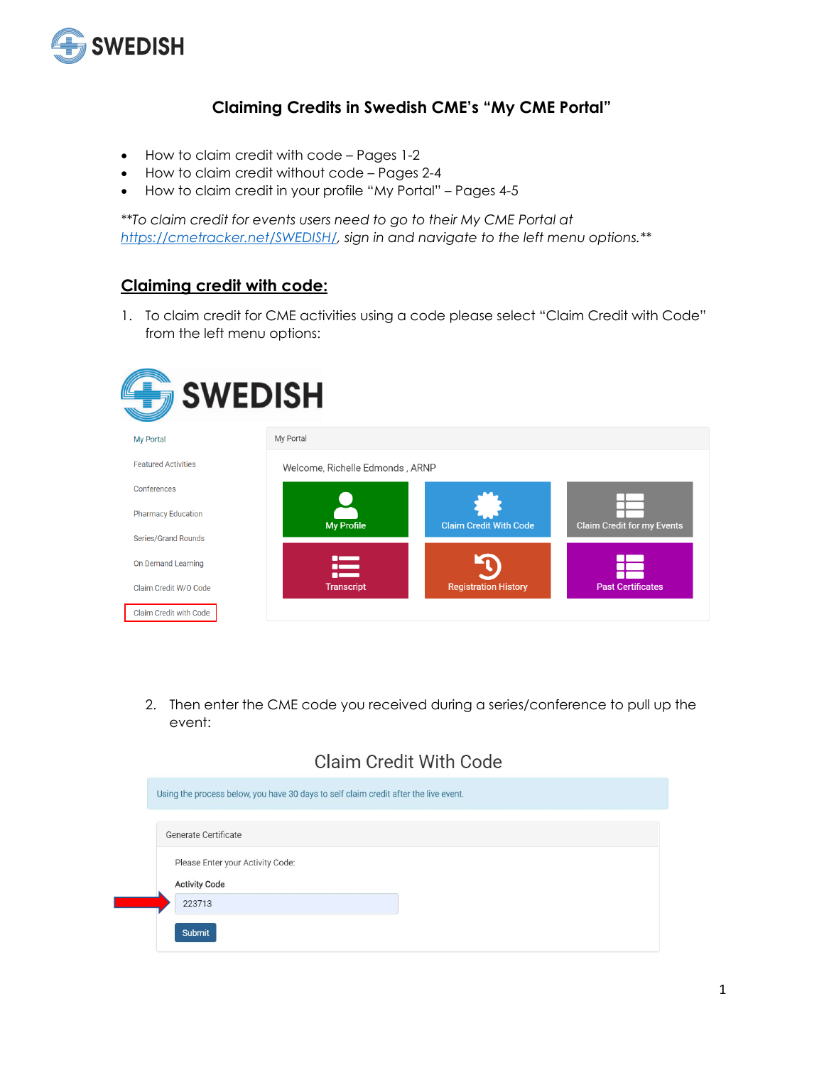# Claiming Credits in Swedish CME's "My CME Portal"

- How to claim credit with code – Pages 1-2
- How to claim credit without code – Pages 2-4
- How to claim credit in your profile "My Portal" – Pages 4-5

*\*\*To claim credit for events users need to go to their My CME Portal at [https://cmetracker.net/SWEDISH/](https://cmetracker.net/SWEDISH/), sign in and navigate to the left menu options.\*\**

## Claiming credit with code:

1. To claim credit for CME activities using a code please select "Claim Credit with Code" from the left menu options:

2. Then enter the CME code you received during a series/conference to pull up the event: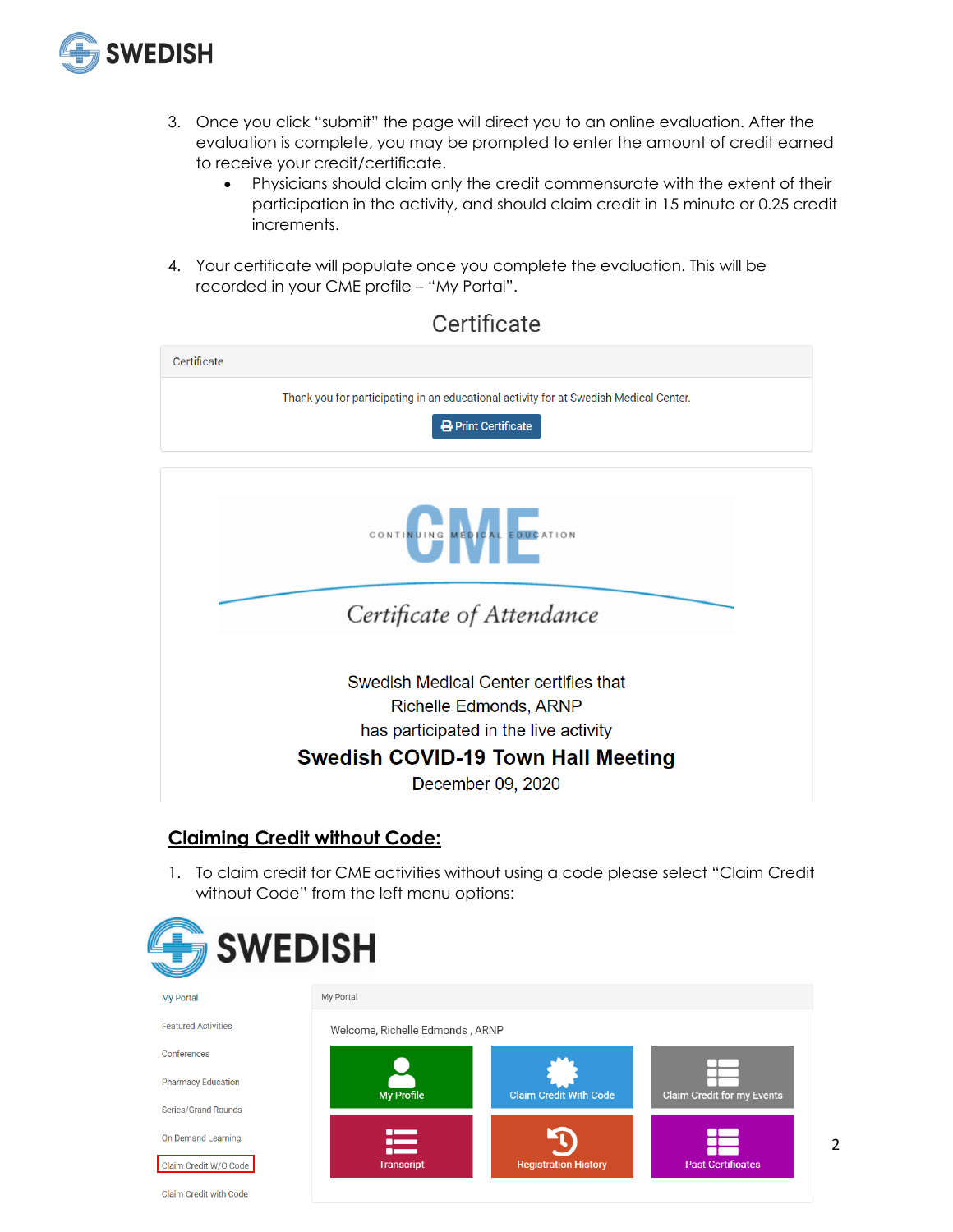3. Once you click "submit" the page will direct you to an online evaluation. After the evaluation is complete, you may be prompted to enter the amount of credit earned to receive your credit/certificate.
    - Physicians should claim only the credit commensurate with the extent of their participation in the activity, and should claim credit in 15 minute or 0.25 credit increments.

4. Your certificate will populate once you complete the evaluation. This will be recorded in your CME profile – "My Portal".

Certificate

Certificate

Thank you for participating in an educational activity for at Swedish Medical Center.

Print Certificate

CONTINUING MEDICAL EDUCATION CME

*Certificate of Attendance*

Swedish Medical Center certifies that
Richelle Edmonds, ARNP
has participated in the live activity
**Swedish COVID-19 Town Hall Meeting**
December 09, 2020

## Claiming Credit without Code:

1. To claim credit for CME activities without using a code please select "Claim Credit without Code" from the left menu options:

SWEDISH

My Portal
Featured Activities
Conferences
Pharmacy Education
Series/Grand Rounds
On Demand Learning
Claim Credit W/O Code
Claim Credit with Code

My Portal

Welcome, Richelle Edmonds , ARNP

My Profile | Claim Credit With Code | Claim Credit for my Events
Transcript | Registration History | Past Certificates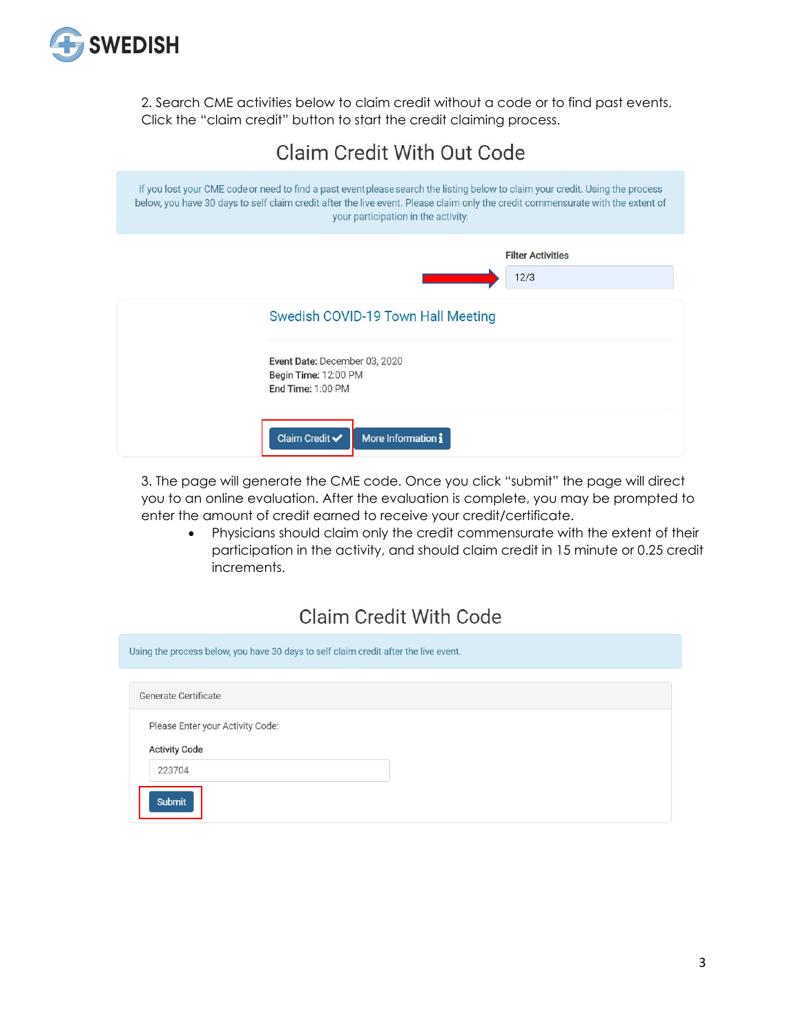2. Search CME activities below to claim credit without a code or to find past events. Click the "claim credit" button to start the credit claiming process.

## Claim Credit With Out Code

If you lost your CME code or need to find a past event please search the listing below to claim your credit. Using the process below, you have 30 days to self claim credit after the live event. Please claim only the credit commensurate with the extent of your participation in the activity.

**Filter Activities**

12/3

### Swedish COVID-19 Town Hall Meeting

**Event Date:** December 03, 2020
**Begin Time:** 12:00 PM
**End Time:** 1:00 PM

Claim Credit ✔ | More Information ℹ

3. The page will generate the CME code. Once you click "submit" the page will direct you to an online evaluation. After the evaluation is complete, you may be prompted to enter the amount of credit earned to receive your credit/certificate.

- Physicians should claim only the credit commensurate with the extent of their participation in the activity, and should claim credit in 15 minute or 0.25 credit increments.

## Claim Credit With Code

Using the process below, you have 30 days to self claim credit after the live event.

Generate Certificate

Please Enter your Activity Code:

**Activity Code**

223704

Submit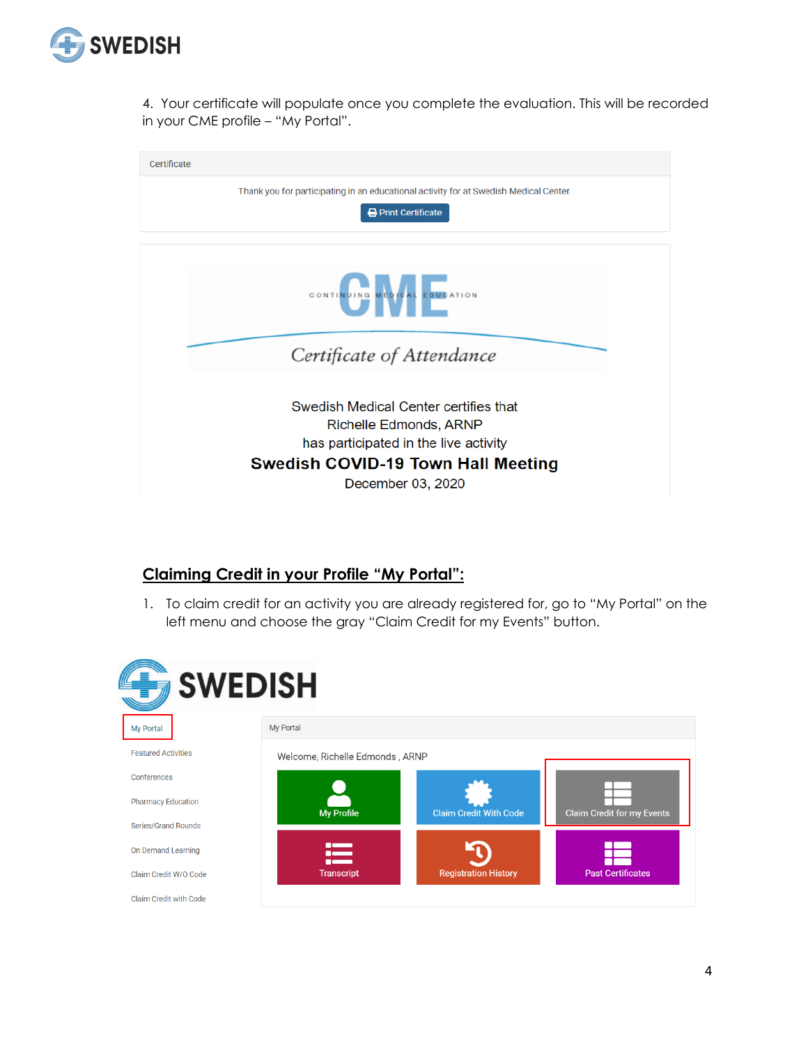4. Your certificate will populate once you complete the evaluation. This will be recorded in your CME profile – "My Portal".

Certificate

Thank you for participating in an educational activity for at Swedish Medical Center.

Print Certificate

CONTINUING MEDICAL EDUCATION CME

*Certificate of Attendance*

Swedish Medical Center certifies that
Richelle Edmonds, ARNP
has participated in the live activity
**Swedish COVID-19 Town Hall Meeting**
December 03, 2020

## Claiming Credit in your Profile "My Portal":

1. To claim credit for an activity you are already registered for, go to "My Portal" on the left menu and choose the gray "Claim Credit for my Events" button.

SWEDISH

- My Portal
- Featured Activities
- Conferences
- Pharmacy Education
- Series/Grand Rounds
- On Demand Learning
- Claim Credit W/O Code
- Claim Credit with Code

My Portal

Welcome, Richelle Edmonds , ARNP

- My Profile
- Claim Credit With Code
- Claim Credit for my Events
- Transcript
- Registration History
- Past Certificates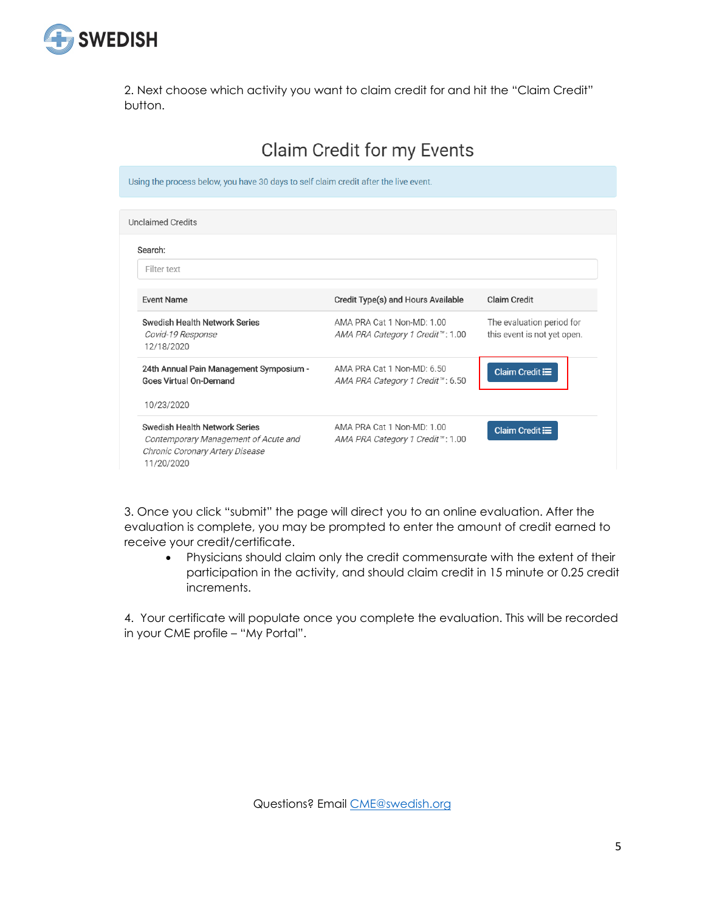2. Next choose which activity you want to claim credit for and hit the "Claim Credit" button.

## Claim Credit for my Events

Using the process below, you have 30 days to self claim credit after the live event.

Unclaimed Credits

Search:

Filter text

| Event Name | Credit Type(s) and Hours Available | Claim Credit |
|---|---|---|
| Swedish Health Network Series *Covid-19 Response* 12/18/2020 | AMA PRA Cat 1 Non-MD: 1.00 *AMA PRA Category 1 Credit*™: 1.00 | The evaluation period for this event is not yet open. |
| 24th Annual Pain Management Symposium - Goes Virtual On-Demand 10/23/2020 | AMA PRA Cat 1 Non-MD: 6.50 *AMA PRA Category 1 Credit*™: 6.50 | Claim Credit |
| Swedish Health Network Series *Contemporary Management of Acute and Chronic Coronary Artery Disease* 11/20/2020 | AMA PRA Cat 1 Non-MD: 1.00 *AMA PRA Category 1 Credit*™: 1.00 | Claim Credit |

3. Once you click "submit" the page will direct you to an online evaluation. After the evaluation is complete, you may be prompted to enter the amount of credit earned to receive your credit/certificate.
   - Physicians should claim only the credit commensurate with the extent of their participation in the activity, and should claim credit in 15 minute or 0.25 credit increments.

4. Your certificate will populate once you complete the evaluation. This will be recorded in your CME profile – "My Portal".

Questions? Email CME@swedish.org